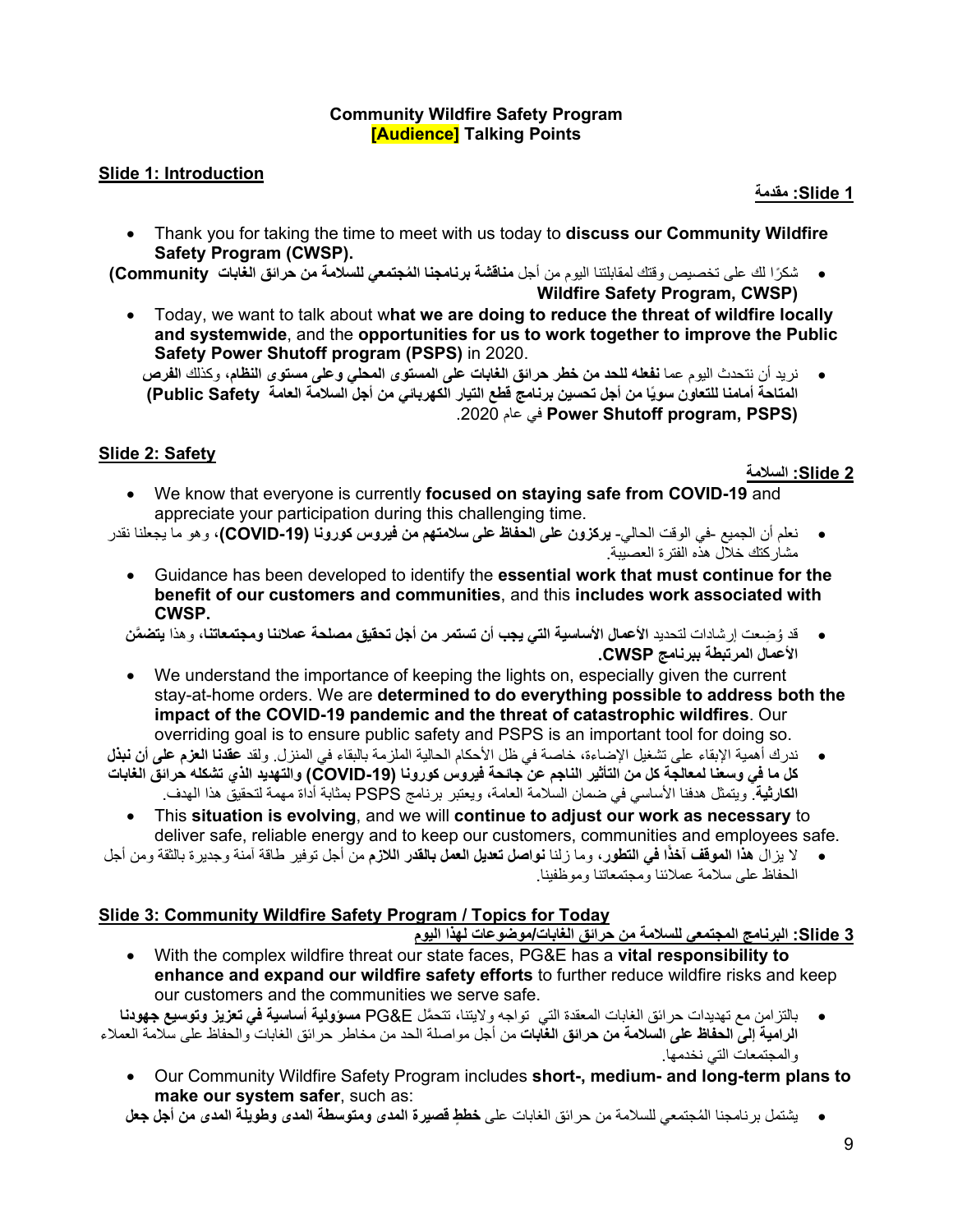**Community Wildfire Safety Program**
**[Audience] Talking Points**

## Slide 1: Introduction

**Slide 1: مقدمة**

- Thank you for taking the time to meet with us today to **discuss our Community Wildfire Safety Program (CWSP).**
- شكرًا لك على تخصيص وقتك لمقابلتنا اليوم من أجل **مناقشة برنامجنا المُجتمعي للسلامة من حرائق الغابات (Community Wildfire Safety Program, CWSP)**
- Today, we want to talk about w**hat we are doing to reduce the threat of wildfire locally and systemwide**, and the **opportunities for us to work together to improve the Public Safety Power Shutoff program (PSPS)** in 2020.
- نريد أن نتحدث اليوم عما **نفعله للحد من خطر حرائق الغابات على المستوى المحلي وعلى مستوى النظام**، وكذلك **الفرص المتاحة أمامنا للتعاون سويًا من أجل تحسين برنامج قطع التيار الكهربائي من أجل السلامة العامة (Public Safety Power Shutoff program, PSPS)** في عام 2020.

## Slide 2: Safety

**Slide 2: السلامة**

- We know that everyone is currently **focused on staying safe from COVID-19** and appreciate your participation during this challenging time.
- نعلم أن الجميع -في الوقت الحالي- **يركزون على الحفاظ على سلامتهم من فيروس كورونا (COVID-19)**، وهو ما يجعلنا نقدر مشاركتك خلال هذه الفترة العصيبة.
- Guidance has been developed to identify the **essential work that must continue for the benefit of our customers and communities**, and this **includes work associated with CWSP.**
- قد وُضِعت إرشادات لتحديد **الأعمال الأساسية التي يجب أن تستمر من أجل تحقيق مصلحة عملائنا ومجتمعاتنا**، وهذا **يتضمَّن الأعمال المرتبطة ببرنامج CWSP.**
- We understand the importance of keeping the lights on, especially given the current stay-at-home orders. We are **determined to do everything possible to address both the impact of the COVID-19 pandemic and the threat of catastrophic wildfires**. Our overriding goal is to ensure public safety and PSPS is an important tool for doing so.
- ندرك أهمية الإبقاء على تشغيل الإضاءة، خاصة في ظل الأحكام الحالية الملزمة بالبقاء في المنزل. ولقد **عقدنا العزم على أن نبذل كل ما في وسعنا لمعالجة كل من التأثير الناجم عن جائحة فيروس كورونا (COVID-19) والتهديد الذي تشكله حرائق الغابات الكارثية**. ويتمثل هدفنا الأساسي في ضمان السلامة العامة، ويعتبر برنامج PSPS بمثابة أداة مهمة لتحقيق هذا الهدف.
- This **situation is evolving**, and we will **continue to adjust our work as necessary** to deliver safe, reliable energy and to keep our customers, communities and employees safe.
- لا يزال **هذا الموقف آخذًا في التطور**، وما زلنا **نواصل تعديل العمل بالقدر اللازم** من أجل توفير طاقة آمنة وجديرة بالثقة ومن أجل الحفاظ على سلامة عملائنا ومجتمعاتنا وموظفينا.

## Slide 3: Community Wildfire Safety Program / Topics for Today

**Slide 3: البرنامج المجتمعي للسلامة من حرائق الغابات/موضوعات لهذا اليوم**

- With the complex wildfire threat our state faces, PG&E has a **vital responsibility to enhance and expand our wildfire safety efforts** to further reduce wildfire risks and keep our customers and the communities we serve safe.
- بالتزامن مع تهديدات حرائق الغابات المعقدة التي تواجه ولايتنا، تتحمَّل PG&E **مسؤولية أساسية في تعزيز وتوسيع جهودنا الرامية إلى الحفاظ على السلامة من حرائق الغابات** من أجل مواصلة الحد من مخاطر حرائق الغابات والحفاظ على سلامة العملاء والمجتمعات التي نخدمها.
- Our Community Wildfire Safety Program includes **short-, medium- and long-term plans to make our system safer**, such as:
- يشتمل برنامجنا المُجتمعي للسلامة من حرائق الغابات على **خططٍ قصيرة المدى ومتوسطة المدى وطويلة المدى من أجل جعل**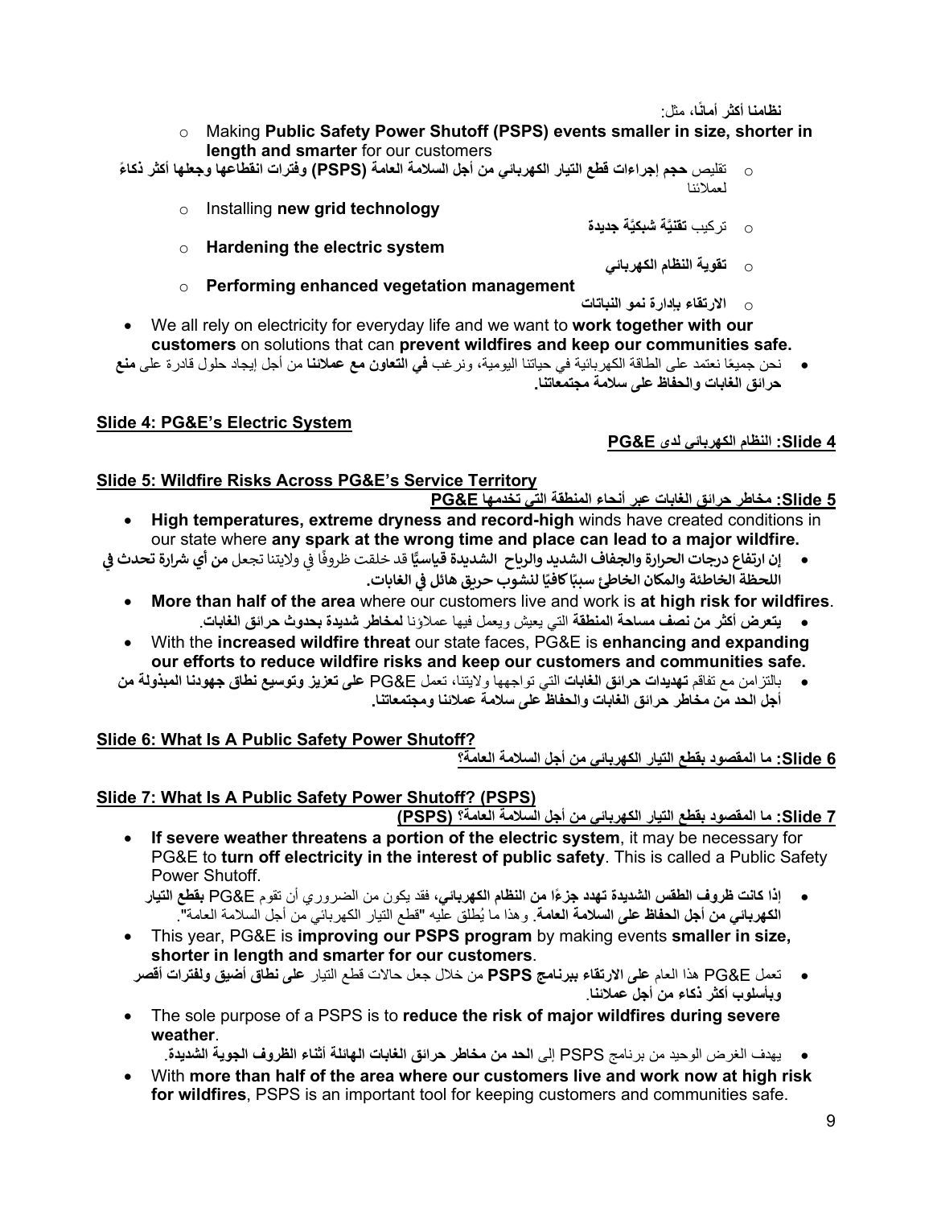**نظامنا أكثر أمانًا**، مثل:

- Making **Public Safety Power Shutoff (PSPS) events smaller in size, shorter in length and smarter** for our customers
- تقليص **حجم إجراءات قطع التيار الكهربائي من أجل السلامة العامة (PSPS) وفترات انقطاعها وجعلها أكثر ذكاءً** لعملائنا
- Installing **new grid technology**
- تركيب **تقنيَّة شبكيَّة جديدة**
- **Hardening the electric system**
- **تقوية النظام الكهربائي**
- **Performing enhanced vegetation management**
- **الارتقاء بإدارة نمو النباتات**

- We all rely on electricity for everyday life and we want to **work together with our customers** on solutions that can **prevent wildfires and keep our communities safe.**
- نحن جميعًا نعتمد على الطاقة الكهربائية في حياتنا اليومية، ونرغب **في التعاون مع عملائنا** من أجل إيجاد حلول قادرة على **منع حرائق الغابات والحفاظ على سلامة مجتمعاتنا.**

## Slide 4: PG&E's Electric System

## Slide 4: النظام الكهربائي لدى PG&E

## Slide 5: Wildfire Risks Across PG&E's Service Territory

## Slide 5: مخاطر حرائق الغابات عبر أنحاء المنطقة التي تخدمها PG&E

- **High temperatures, extreme dryness and record-high** winds have created conditions in our state where **any spark at the wrong time and place can lead to a major wildfire.**
- **إن ارتفاع درجات الحرارة والجفاف الشديد والرياح الشديدة قياسيًّا** قد خلقت ظروفًا في ولايتنا تجعل **من أي شرارة تحدث في اللحظة الخاطئة والمكان الخاطئ سببًا كافيًا لنشوب حريق هائل في الغابات.**
- **More than half of the area** where our customers live and work is **at high risk for wildfires**.
- **يتعرض أكثر من نصف مساحة المنطقة** التي يعيش ويعمل فيها عملاؤنا **لمخاطر شديدة بحدوث حرائق الغابات**.
- With the **increased wildfire threat** our state faces, PG&E is **enhancing and expanding our efforts to reduce wildfire risks and keep our customers and communities safe.**
- بالتزامن مع تفاقم **تهديدات حرائق الغابات** التي تواجهها ولايتنا، تعمل PG&E **على تعزيز وتوسيع نطاق جهودنا المبذولة من أجل الحد من مخاطر حرائق الغابات والحفاظ على سلامة عملائنا ومجتمعاتنا.**

## Slide 6: What Is A Public Safety Power Shutoff?

## Slide 6: ما المقصود بقطع التيار الكهربائي من أجل السلامة العامة؟

## Slide 7: What Is A Public Safety Power Shutoff? (PSPS)

## Slide 7: ما المقصود بقطع التيار الكهربائي من أجل السلامة العامة؟ (PSPS)

- **If severe weather threatens a portion of the electric system**, it may be necessary for PG&E to **turn off electricity in the interest of public safety**. This is called a Public Safety Power Shutoff.
- **إذا كانت ظروف الطقس الشديدة تهدد جزءًا من النظام الكهربائي**، فقد يكون من الضروري أن تقوم PG&E **بقطع التيار الكهربائي من أجل الحفاظ على السلامة العامة**. وهذا ما يُطلق عليه "قطع التيار الكهربائي من أجل السلامة العامة".
- This year, PG&E is **improving our PSPS program** by making events **smaller in size, shorter in length and smarter for our customers**.
- تعمل PG&E هذا العام **على الارتقاء ببرنامج PSPS** من خلال جعل حالات قطع التيار **على نطاق أضيق ولفترات أقصر وبأسلوب أكثر ذكاء من أجل عملائنا**.
- The sole purpose of a PSPS is to **reduce the risk of major wildfires during severe weather**.
- يهدف الغرض الوحيد من برنامج PSPS إلى **الحد من مخاطر حرائق الغابات الهائلة أثناء الظروف الجوية الشديدة**.
- With **more than half of the area where our customers live and work now at high risk for wildfires**, PSPS is an important tool for keeping customers and communities safe.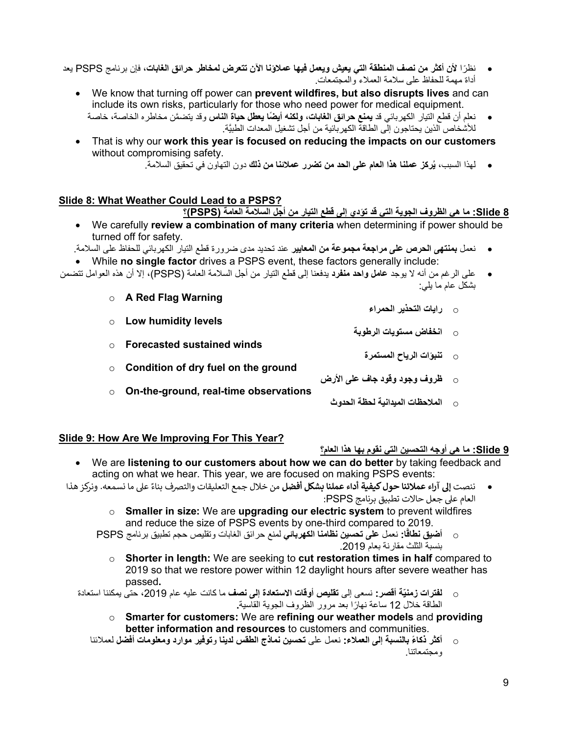- نظرًا **لأن أكثر من نصف المنطقة التي يعيش ويعمل فيها عملاؤنا الآن تتعرض لمخاطر حرائق الغابات**، فإن برنامج PSPS يعد أداة مهمة للحفاظ على سلامة العملاء والمجتمعات.
  - We know that turning off power can **prevent wildfires, but also disrupts lives** and can include its own risks, particularly for those who need power for medical equipment.
  - نعلم أن قطع التيار الكهربائي قد **يمنع حرائق الغابات، ولكنه أيضًا يعطل حياة الناس** وقد يتضمَّن مخاطره الخاصة، خاصة للأشخاص الذين يحتاجون إلى الطاقة الكهربائية من أجل تشغيل المعدات الطبيَّة.
  - That is why our **work this year is focused on reducing the impacts on our customers** without compromising safety.
  - لهذا السبب، **يُركز عملنا هذا العام على الحد من تضرر عملائنا من ذلك** دون التهاون في تحقيق السلامة.

## Slide 8: What Weather Could Lead to a PSPS?

## Slide 8: ما هي الظروف الجوية التي قد تؤدي إلى قطع التيار من أجل السلامة العامة (PSPS)؟

- We carefully **review a combination of many criteria** when determining if power should be turned off for safety.
- نعمل **بمنتهى الحرص على مراجعة مجموعة من المعايير** عند تحديد مدى ضرورة قطع التيار الكهربائي للحفاظ على السلامة.
- While **no single factor** drives a PSPS event, these factors generally include:
- على الرغم من أنه لا يوجد **عامل واحد منفرد** يدفعنا إلى قطع التيار من أجل السلامة العامة (PSPS)، إلا أن هذه العوامل تتضمن بشكل عام ما يلي:
  - **A Red Flag Warning**
  - **رايات التحذير الحمراء**
  - **Low humidity levels**
  - **انخفاض مستويات الرطوبة**
  - **Forecasted sustained winds**
  - **تنبؤات الرياح المستمرة**
  - **Condition of dry fuel on the ground**
  - **ظروف وجود وقود جاف على الأرض**
  - **On-the-ground, real-time observations**
  - **الملاحظات الميدانية لحظة الحدوث**

## Slide 9: How Are We Improving For This Year?

## Slide 9: ما هي أوجه التحسين التي نقوم بها هذا العام؟

- We are **listening to our customers about how we can do better** by taking feedback and acting on what we hear. This year, we are focused on making PSPS events:
- ننصت **إلى آراء عملائنا حول كيفية أداء عملنا بشكل أفضل** من خلال جمع التعليقات والتصرف بناءً على ما نسمعه. ونركز هذا العام على جعل حالات تطبيق برنامج PSPS:
  - **Smaller in size:** We are **upgrading our electric system** to prevent wildfires and reduce the size of PSPS events by one-third compared to 2019.
  - **أضيق نطاقًا:** نعمل **على تحسين نظامنا الكهربائي** لمنع حرائق الغابات وتقليص حجم تطبيق برنامج PSPS بنسبة الثلث مقارنة بعام 2019.
  - **Shorter in length:** We are seeking to **cut restoration times in half** compared to 2019 so that we restore power within 12 daylight hours after severe weather has passed**.**
  - **لفترات زمنيّة أقصر:** نسعى إلى **تقليص أوقات الاستعادة إلى نصف** ما كانت عليه عام 2019، حتى يمكننا استعادة الطاقة خلال 12 ساعة نهارًا بعد مرور الظروف الجوية القاسية**.**
  - **Smarter for customers:** We are **refining our weather models** and **providing better information and resources** to customers and communities.
  - **أكثر ذكاءً بالنسبة إلى العملاء:** نعمل على **تحسين نماذج الطقس لدينا** و**توفير موارد ومعلومات أفضل** لعملائنا ومجتمعاتنا.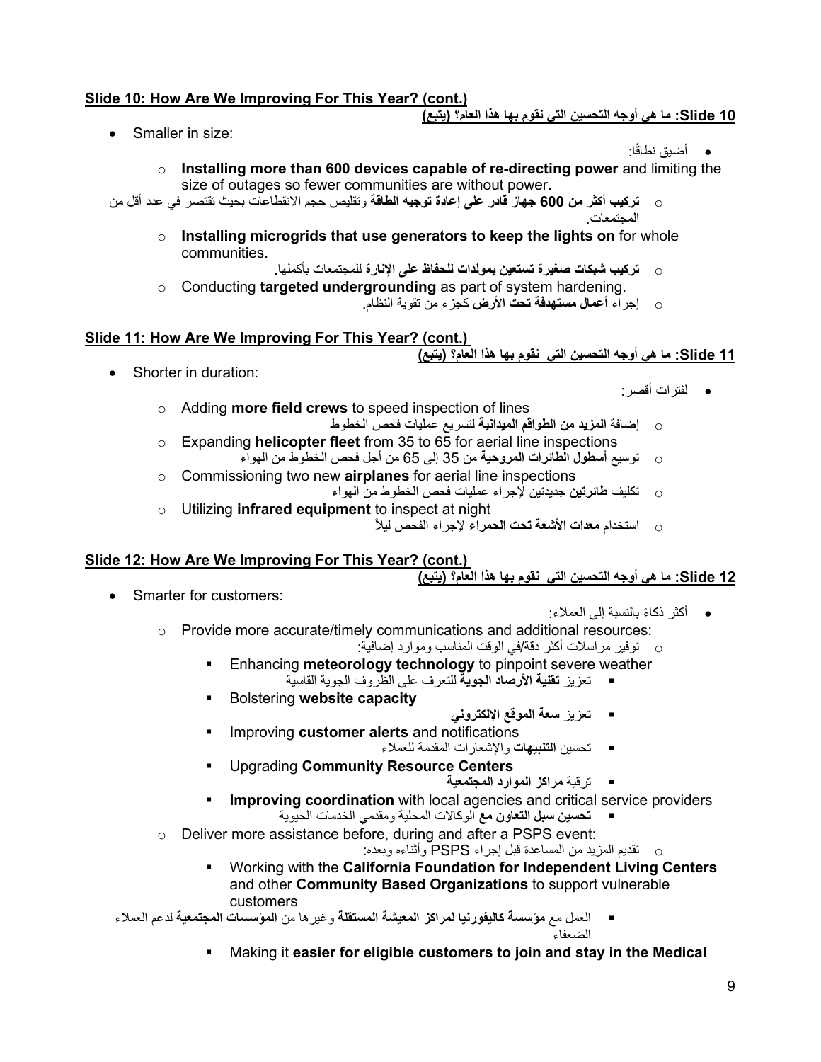**Slide 10: How Are We Improving For This Year? (cont.)**

**Slide 10: ما هي أوجه التحسين التي نقوم بها هذا العام؟ (يتبع)**

- Smaller in size:
- أضيق نطاقًا:
  - **Installing more than 600 devices capable of re-directing power** and limiting the size of outages so fewer communities are without power.
  - **تركيب أكثر من 600 جهاز قادر على إعادة توجيه الطاقة** وتقليص حجم الانقطاعات بحيث تقتصر في عدد أقل من المجتمعات.
  - **Installing microgrids that use generators to keep the lights on** for whole communities.
  - **تركيب شبكات صغيرة تستعين بمولدات للحفاظ على الإنارة** للمجتمعات بأكملها.
  - Conducting **targeted undergrounding** as part of system hardening.
  - إجراء **أعمال مستهدفة تحت الأرض** كجزء من تقوية النظام.

**Slide 11: How Are We Improving For This Year? (cont.)**

**Slide 11: ما هي أوجه التحسين التي نقوم بها هذا العام؟ (يتبع)**

- Shorter in duration:
- لفترات أقصر:
  - Adding **more field crews** to speed inspection of lines
  - إضافة **المزيد من الطواقم الميدانية** لتسريع عمليات فحص الخطوط
  - Expanding **helicopter fleet** from 35 to 65 for aerial line inspections
  - توسيع **أسطول الطائرات المروحية** من 35 إلى 65 من أجل فحص الخطوط من الهواء
  - Commissioning two new **airplanes** for aerial line inspections
  - تكليف **طائرتين** جديدتين لإجراء عمليات فحص الخطوط من الهواء
  - Utilizing **infrared equipment** to inspect at night
  - استخدام **معدات الأشعة تحت الحمراء** لإجراء الفحص ليلاً

**Slide 12: How Are We Improving For This Year? (cont.)**

**Slide 12: ما هي أوجه التحسين التي نقوم بها هذا العام؟ (يتبع)**

- Smarter for customers:
- أكثر ذكاءً بالنسبة إلى العملاء:
  - Provide more accurate/timely communications and additional resources:
  - توفير مراسلات أكثر دقة/في الوقت المناسب وموارد إضافية:
    - Enhancing **meteorology technology** to pinpoint severe weather
    - تعزيز **تقنية الأرصاد الجوية** للتعرف على الظروف الجوية القاسية
    - Bolstering **website capacity**
    - تعزيز **سعة الموقع الإلكتروني**
    - Improving **customer alerts** and notifications
    - تحسين **التنبيهات** والإشعارات المقدمة للعملاء
    - Upgrading **Community Resource Centers**
    - ترقية **مراكز الموارد المجتمعية**
    - **Improving coordination** with local agencies and critical service providers
    - **تحسين سبل التعاون مع** الوكالات المحلية ومقدمي الخدمات الحيوية
  - Deliver more assistance before, during and after a PSPS event:
  - تقديم المزيد من المساعدة قبل إجراء PSPS وأثناءه وبعده:
    - Working with the **California Foundation for Independent Living Centers** and other **Community Based Organizations** to support vulnerable customers
    - العمل مع **مؤسسة كاليفورنيا لمراكز المعيشة المستقلة** وغيرها من **المؤسسات المجتمعية** لدعم العملاء الضعفاء
    - Making it **easier for eligible customers to join and stay in the Medical**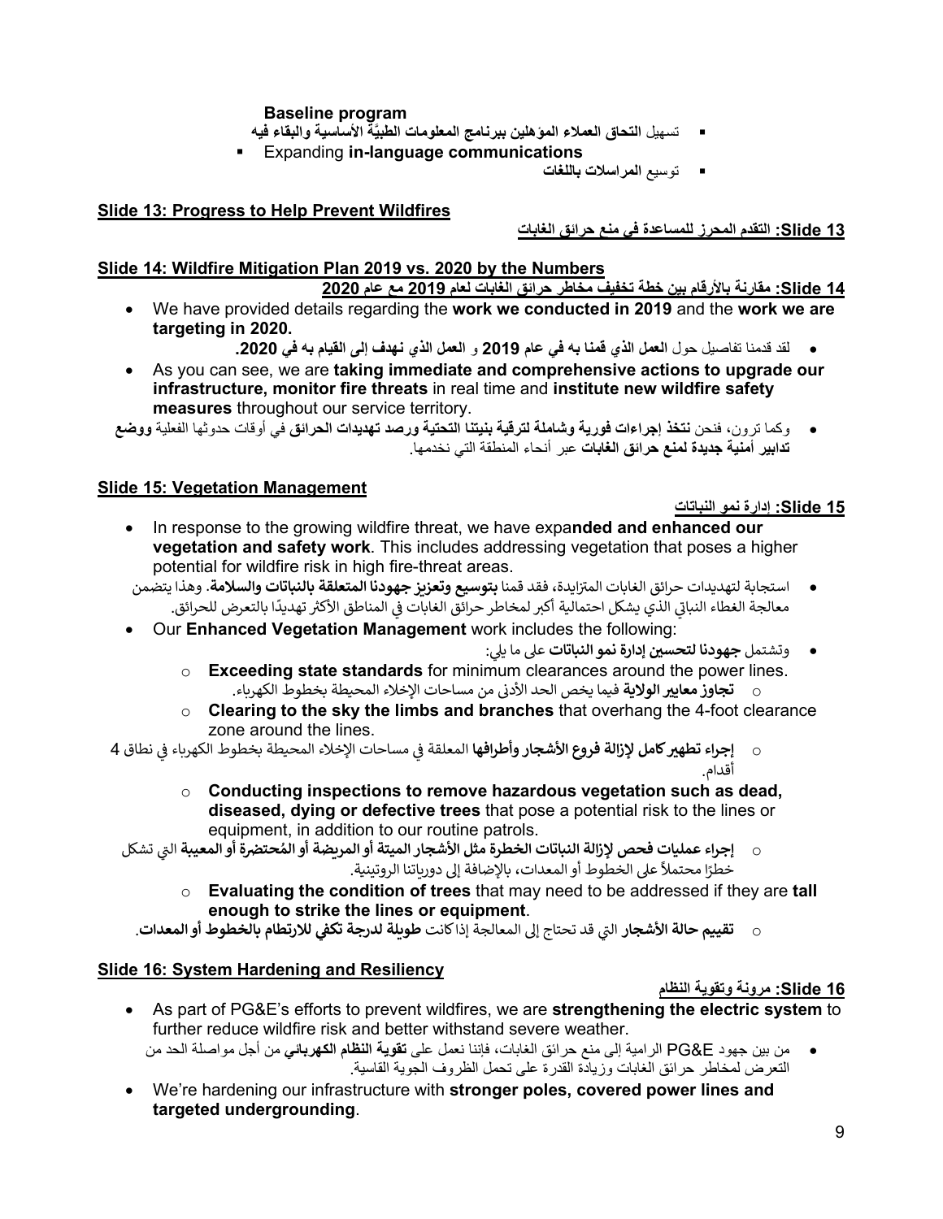**Baseline program**

- تسهيل **التحاق العملاء المؤهلين ببرنامج المعلومات الطبيّة الأساسية والبقاء فيه**
- Expanding **in-language communications**
- توسيع **المراسلات باللغات**

**Slide 13: Progress to Help Prevent Wildfires**

**Slide 13: التقدم المحرز للمساعدة في منع حرائق الغابات**

**Slide 14: Wildfire Mitigation Plan 2019 vs. 2020 by the Numbers**

**Slide 14: مقارنة بالأرقام بين خطة تخفيف مخاطر حرائق الغابات لعام 2019 مع عام 2020**

- We have provided details regarding the **work we conducted in 2019** and the **work we are targeting in 2020.**
- لقد قدمنا تفاصيل حول **العمل الذي قمنا به في عام 2019** و **العمل الذي نهدف إلى القيام به في 2020.**
- As you can see, we are **taking immediate and comprehensive actions to upgrade our infrastructure, monitor fire threats** in real time and **institute new wildfire safety measures** throughout our service territory.
- وكما ترون، فنحن **نتخذ إجراءات فورية وشاملة لترقية بنيتنا التحتية ورصد تهديدات الحرائق** في أوقات حدوثها الفعلية **ووضع تدابير أمنية جديدة لمنع حرائق الغابات** عبر أنحاء المنطقة التي نخدمها.

**Slide 15: Vegetation Management**

**Slide 15: إدارة نمو النباتات**

- In response to the growing wildfire threat, we have expa**nded and enhanced our vegetation and safety work**. This includes addressing vegetation that poses a higher potential for wildfire risk in high fire-threat areas.
- استجابة لتهديدات حرائق الغابات المتزايدة، فقد قمنا **بتوسيع وتعزيز جهودنا المتعلقة بالنباتات والسلامة**. وهذا يتضمن معالجة الغطاء النباتي الذي يشكل احتمالية أكبر لمخاطر حرائق الغابات في المناطق الأكثر تهديدًا بالتعرض للحرائق.
- Our **Enhanced Vegetation Management** work includes the following:
- وتشتمل **جهودنا لتحسين إدارة نمو النباتات** على ما يلي:
  - **Exceeding state standards** for minimum clearances around the power lines.
  - **تجاوز معايير الولاية** فيما يخص الحد الأدنى من مساحات الإخلاء المحيطة بخطوط الكهرباء.
  - **Clearing to the sky the limbs and branches** that overhang the 4-foot clearance zone around the lines.
  - **إجراء تطهير كامل لإزالة فروع الأشجار وأطرافها** المعلقة في مساحات الإخلاء المحيطة بخطوط الكهرباء في نطاق 4 أقدام.
  - **Conducting inspections to remove hazardous vegetation such as dead, diseased, dying or defective trees** that pose a potential risk to the lines or equipment, in addition to our routine patrols.
  - **إجراء عمليات فحص لإزالة النباتات الخطرة مثل الأشجار الميتة أو المريضة أو المُحتضرة أو المعيبة** التي تشكل خطرًا محتملاً على الخطوط أو المعدات، بالإضافة إلى دورياتنا الروتينية.
  - **Evaluating the condition of trees** that may need to be addressed if they are **tall enough to strike the lines or equipment**.
  - **تقييم حالة الأشجار** التي قد تحتاج إلى المعالجة إذا كانت **طويلة لدرجة تكفي للارتطام بالخطوط أو المعدات**.

**Slide 16: System Hardening and Resiliency**

**Slide 16: مرونة وتقوية النظام**

- As part of PG&E's efforts to prevent wildfires, we are **strengthening the electric system** to further reduce wildfire risk and better withstand severe weather.
- من بين جهود PG&E الرامية إلى منع حرائق الغابات، فإننا نعمل على **تقوية النظام الكهربائي** من أجل مواصلة الحد من التعرض لمخاطر حرائق الغابات وزيادة القدرة على تحمل الظروف الجوية القاسية.
- We're hardening our infrastructure with **stronger poles, covered power lines and targeted undergrounding**.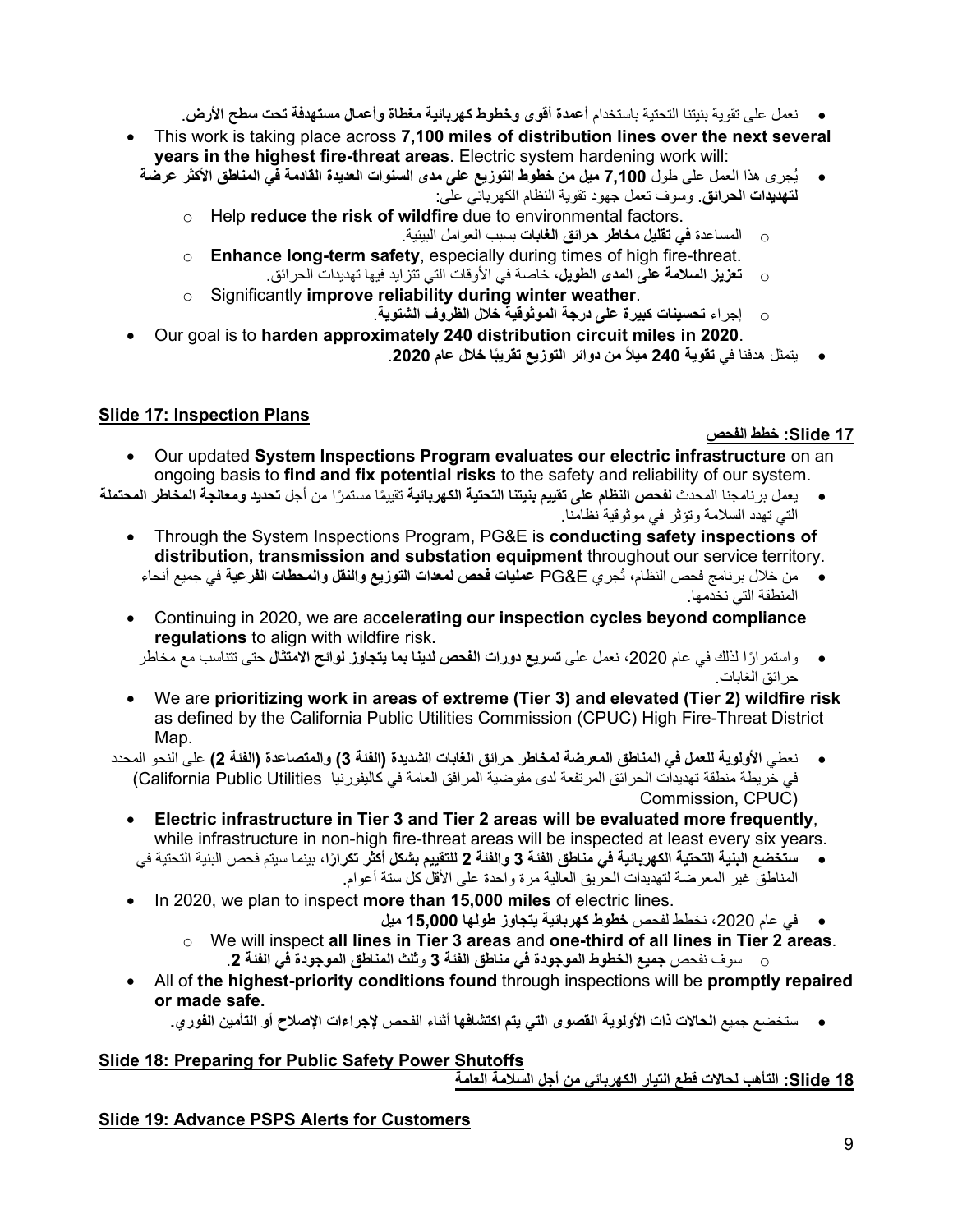- نعمل على تقوية بنيتنا التحتية باستخدام **أعمدة أقوى وخطوط كهربائية مغطاة وأعمال مستهدفة تحت سطح الأرض**.

- This work is taking place across **7,100 miles of distribution lines over the next several years in the highest fire-threat areas**. Electric system hardening work will:
- يُجرى هذا العمل على طول **7,100 ميل من خطوط التوزيع على مدى السنوات العديدة القادمة في المناطق الأكثر عرضة لتهديدات الحرائق**. وسوف تعمل جهود تقوية النظام الكهربائي على:
  - Help **reduce the risk of wildfire** due to environmental factors.
  - المساعدة **في تقليل مخاطر حرائق الغابات** بسبب العوامل البيئية.
  - **Enhance long-term safety**, especially during times of high fire-threat.
  - **تعزيز السلامة على المدى الطويل**، خاصة في الأوقات التي تتزايد فيها تهديدات الحرائق.
  - Significantly **improve reliability during winter weather**.
  - إجراء **تحسينات كبيرة على درجة الموثوقية خلال الظروف الشتوية**.

- Our goal is to **harden approximately 240 distribution circuit miles in 2020**.
- يتمثل هدفنا في **تقوية 240 ميلاً من دوائر التوزيع تقريبًا خلال عام 2020**.

## Slide 17: Inspection Plans

## Slide 17: خطط الفحص

- Our updated **System Inspections Program evaluates our electric infrastructure** on an ongoing basis to **find and fix potential risks** to the safety and reliability of our system.
- يعمل برنامجنا المحدث **لفحص النظام على تقييم بنيتنا التحتية الكهربائية** تقييمًا مستمرًا من أجل **تحديد ومعالجة المخاطر المحتملة** التي تهدد السلامة وتؤثر في موثوقية نظامنا.
  - Through the System Inspections Program, PG&E is **conducting safety inspections of distribution, transmission and substation equipment** throughout our service territory.
  - من خلال برنامج فحص النظام، تُجري PG&E **عمليات فحص لمعدات التوزيع والنقل والمحطات الفرعية** في جميع أنحاء المنطقة التي نخدمها.
  - Continuing in 2020, we are ac**celerating our inspection cycles beyond compliance regulations** to align with wildfire risk.
  - واستمرارًا لذلك في عام 2020، نعمل على **تسريع دورات الفحص لدينا بما يتجاوز لوائح الامتثال** حتى تتناسب مع مخاطر حرائق الغابات.
  - We are **prioritizing work in areas of extreme (Tier 3) and elevated (Tier 2) wildfire risk** as defined by the California Public Utilities Commission (CPUC) High Fire-Threat District Map.
- نعطي **الأولوية للعمل في المناطق المعرضة لمخاطر حرائق الغابات الشديدة (الفئة 3) والمتصاعدة (الفئة 2)** على النحو المحدد في خريطة منطقة تهديدات الحرائق المرتفعة لدى مفوضية المرافق العامة في كاليفورنيا (California Public Utilities Commission, CPUC)
  - **Electric infrastructure in Tier 3 and Tier 2 areas will be evaluated more frequently**, while infrastructure in non-high fire-threat areas will be inspected at least every six years.
  - **ستخضع البنية التحتية الكهربائية في مناطق الفئة 3 والفئة 2 للتقييم بشكل أكثر تكرارًا**، بينما سيتم فحص البنية التحتية في المناطق غير المعرضة لتهديدات الحريق العالية مرة واحدة على الأقل كل ستة أعوام.
  - In 2020, we plan to inspect **more than 15,000 miles** of electric lines.
  - في عام 2020، نخطط لفحص **خطوط كهربائية يتجاوز طولها 15,000 ميل**
    - We will inspect **all lines in Tier 3 areas** and **one-third of all lines in Tier 2 areas**.
    - سوف نفحص **جميع الخطوط الموجودة في مناطق الفئة 3** و**ثلث المناطق الموجودة في الفئة 2**.
  - All of **the highest-priority conditions found** through inspections will be **promptly repaired or made safe.**
    - ستخضع جميع **الحالات ذات الأولوية القصوى التي يتم اكتشافها** أثناء الفحص **لإجراءات الإصلاح أو التأمين الفوري.**

## Slide 18: Preparing for Public Safety Power Shutoffs

## Slide 18: التأهب لحالات قطع التيار الكهربائي من أجل السلامة العامة

## Slide 19: Advance PSPS Alerts for Customers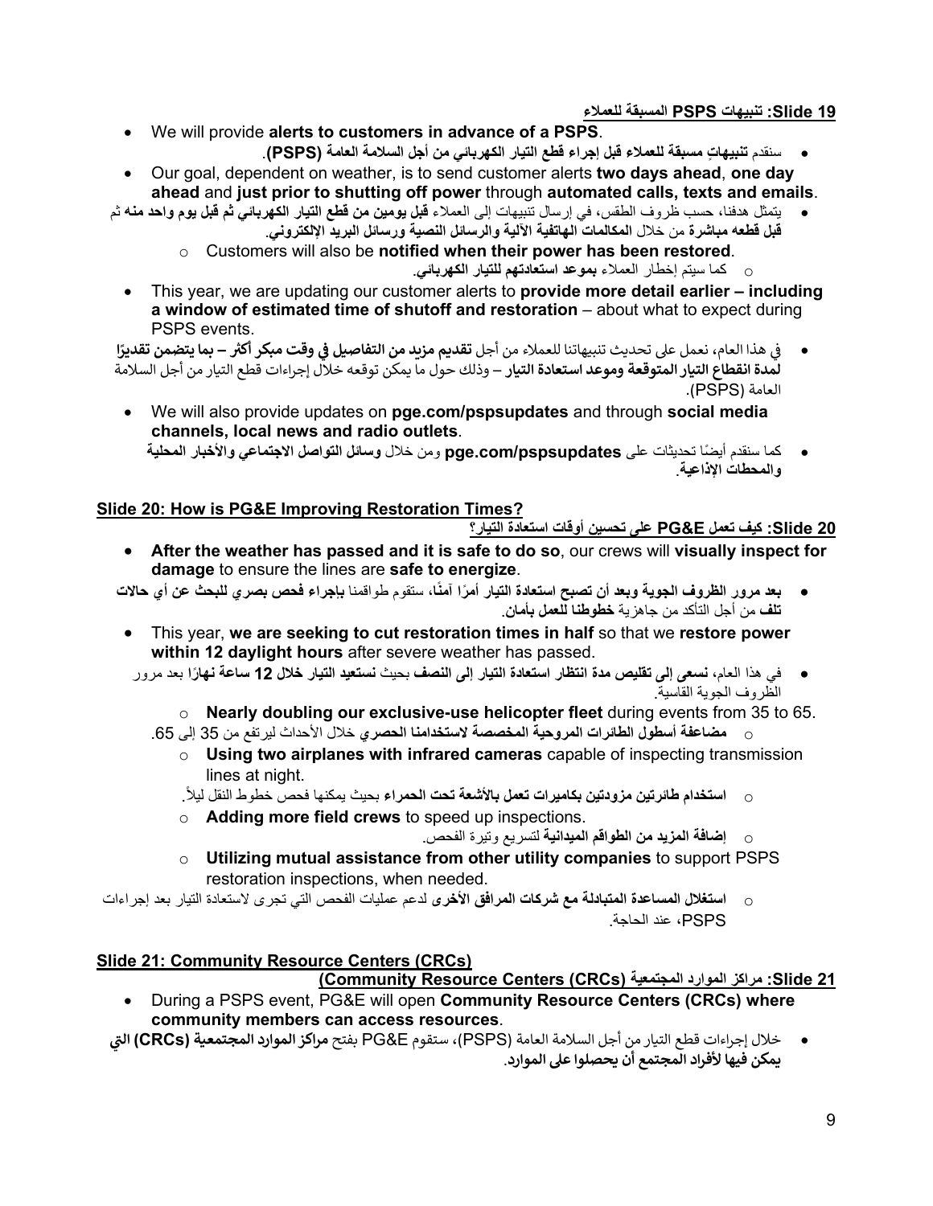**Slide 19: تنبيهات PSPS المسبقة للعملاء**

- We will provide **alerts to customers in advance of a PSPS**.
  - سنقدم **تنبيهاتٍ مسبقة للعملاء قبل إجراء قطع التيار الكهربائي من أجل السلامة العامة (PSPS)**.
- Our goal, dependent on weather, is to send customer alerts **two days ahead**, **one day ahead** and **just prior to shutting off power** through **automated calls, texts and emails**.
  - يتمثل هدفنا، حسب ظروف الطقس، في إرسال تنبيهات إلى العملاء **قبل يومين من قطع التيار الكهربائي ثم قبل يوم واحد منه** ثم **قبل قطعه مباشرة** من خلال **المكالمات الهاتفية الآلية والرسائل النصية ورسائل البريد الإلكتروني**.
    - Customers will also be **notified when their power has been restored**.
    - كما سيتم إخطار العملاء **بموعد استعادتهم للتيار الكهربائي**.
- This year, we are updating our customer alerts to **provide more detail earlier – including a window of estimated time of shutoff and restoration** – about what to expect during PSPS events.
  - في هذا العام، نعمل على تحديث تنبيهاتنا للعملاء من أجل **تقديم مزيد من التفاصيل في وقت مبكر أكثر – بما يتضمن تقديرًا لمدة انقطاع التيار المتوقعة وموعد استعادة التيار** – وذلك حول ما يمكن توقعه خلال إجراءات قطع التيار من أجل السلامة العامة (PSPS).
- We will also provide updates on **pge.com/pspsupdates** and through **social media channels, local news and radio outlets**.
  - كما سنقدم أيضًا تحديثات على **pge.com/pspsupdates** ومن خلال **وسائل التواصل الاجتماعي والأخبار المحلية والمحطات الإذاعية**.

**Slide 20: How is PG&E Improving Restoration Times?**

**Slide 20: كيف تعمل PG&E على تحسين أوقات استعادة التيار؟**

- **After the weather has passed and it is safe to do so**, our crews will **visually inspect for damage** to ensure the lines are **safe to energize**.
  - **بعد مرور الظروف الجوية وبعد أن تصبح استعادة التيار أمرًا آمنًا**، ستقوم طواقمنا **بإجراء فحص بصري للبحث عن أي حالات تلف** من أجل التأكد من جاهزية **خطوطنا للعمل بأمان**.
- This year, **we are seeking to cut restoration times in half** so that we **restore power within 12 daylight hours** after severe weather has passed.
  - في هذا العام، **نسعى إلى تقليص مدة انتظار استعادة التيار إلى النصف** بحيث **نستعيد التيار خلال 12 ساعة نهارًا** بعد مرور الظروف الجوية القاسية.
    - **Nearly doubling our exclusive-use helicopter fleet** during events from 35 to 65.
    - **مضاعفة أسطول الطائرات المروحية المخصصة لاستخدامنا الحصري** خلال الأحداث ليرتفع من 35 إلى 65.
    - **Using two airplanes with infrared cameras** capable of inspecting transmission lines at night.
    - **استخدام طائرتين مزودتين بكاميرات تعمل بالأشعة تحت الحمراء** بحيث يمكنها فحص خطوط النقل ليلاً.
    - **Adding more field crews** to speed up inspections.
    - **إضافة المزيد من الطواقم الميدانية** لتسريع وتيرة الفحص.
    - **Utilizing mutual assistance from other utility companies** to support PSPS restoration inspections, when needed.
    - **استغلال المساعدة المتبادلة مع شركات المرافق الأخرى** لدعم عمليات الفحص التي تجرى لاستعادة التيار بعد إجراءات PSPS، عند الحاجة.

**Slide 21: Community Resource Centers (CRCs)**

**Slide 21: مراكز الموارد المجتمعية (Community Resource Centers (CRCs)**

- During a PSPS event, PG&E will open **Community Resource Centers (CRCs) where community members can access resources**.
  - خلال إجراءات قطع التيار من أجل السلامة العامة (PSPS)، ستقوم PG&E بفتح **مراكز الموارد المجتمعية (CRCs) التي يمكن فيها لأفراد المجتمع أن يحصلوا على الموارد**.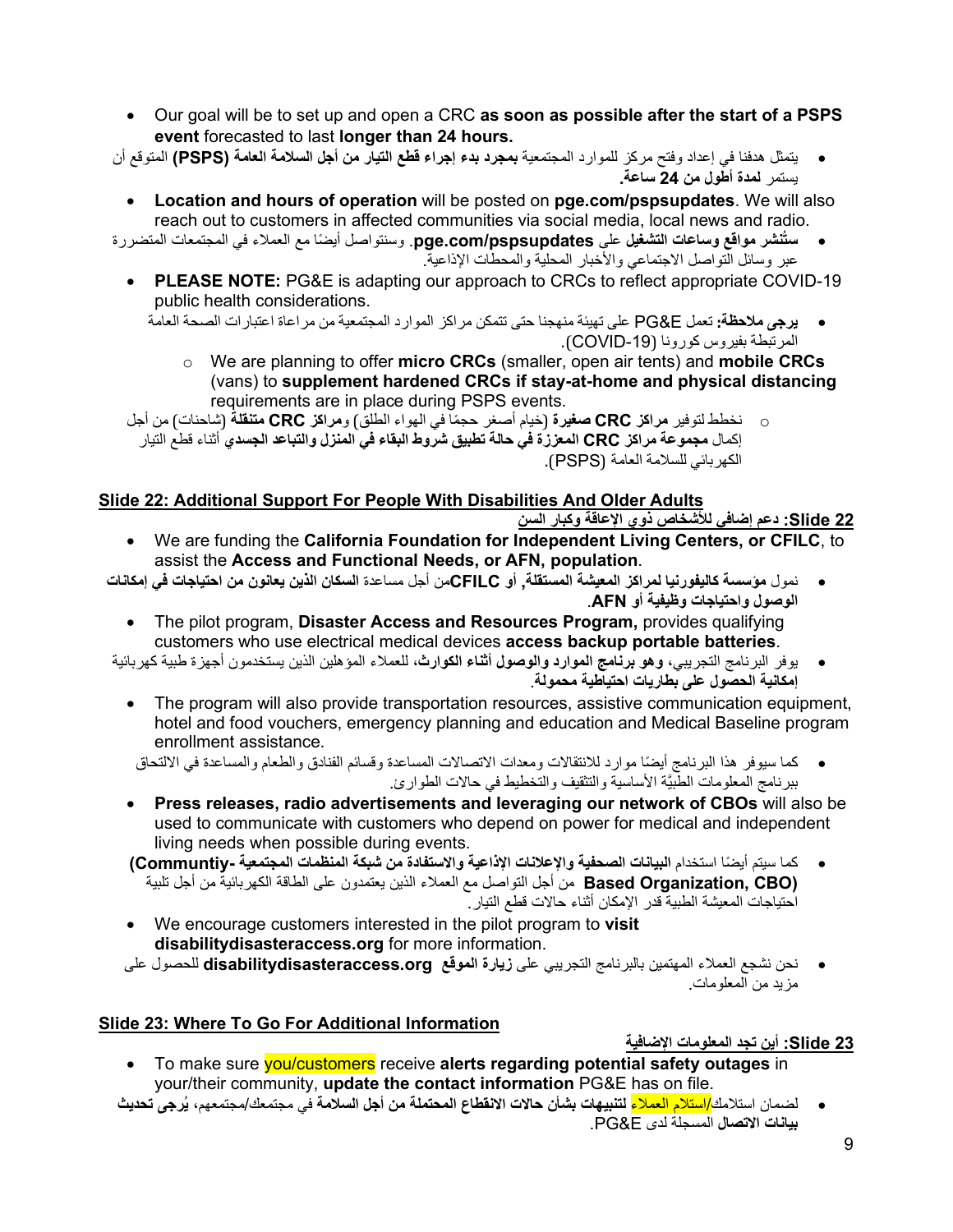- Our goal will be to set up and open a CRC **as soon as possible after the start of a PSPS event** forecasted to last **longer than 24 hours.**
- يتمثل هدفنا في إعداد وفتح مركز للموارد المجتمعية **بمجرد بدء إجراء قطع التيار من أجل السلامة العامة (PSPS)** المتوقع أن يستمر **لمدة أطول من 24 ساعة.**
- **Location and hours of operation** will be posted on **pge.com/pspsupdates**. We will also reach out to customers in affected communities via social media, local news and radio.
- **ستُنشر مواقع وساعات التشغيل** على **pge.com/pspsupdates**. وسنتواصل أيضًا مع العملاء في المجتمعات المتضررة عبر وسائل التواصل الاجتماعي والأخبار المحلية والمحطات الإذاعية.
- **PLEASE NOTE:** PG&E is adapting our approach to CRCs to reflect appropriate COVID-19 public health considerations.
- **يرجى ملاحظة:** تعمل PG&E على تهيئة منهجنا حتى تتمكن مراكز الموارد المجتمعية من مراعاة اعتبارات الصحة العامة المرتبطة بفيروس كورونا (COVID-19).
  - We are planning to offer **micro CRCs** (smaller, open air tents) and **mobile CRCs** (vans) to **supplement hardened CRCs if stay-at-home and physical distancing** requirements are in place during PSPS events.
  - نخطط لتوفير **مراكز CRC صغيرة** (خيام أصغر حجمًا في الهواء الطلق) و**مراكز CRC متنقلة** (شاحنات) من أجل إكمال **مجموعة مراكز CRC المعززة في حالة تطبيق شروط البقاء في المنزل والتباعد الجسدي** أثناء قطع التيار الكهربائي للسلامة العامة (PSPS).

## Slide 22: Additional Support For People With Disabilities And Older Adults

## Slide 22: دعم إضافي للأشخاص ذوي الإعاقة وكبار السن

- We are funding the **California Foundation for Independent Living Centers, or CFILC**, to assist the **Access and Functional Needs, or AFN, population**.
- نمول **مؤسسة كاليفورنيا لمراكز المعيشة المستقلة, أو CFILC**من أجل مساعدة **السكان الذين يعانون من احتياجات في إمكانات الوصول واحتياجات وظيفية أو AFN**.
- The pilot program, **Disaster Access and Resources Program,** provides qualifying customers who use electrical medical devices **access backup portable batteries**.
- يوفر البرنامج التجريبي، **وهو برنامج الموارد والوصول أثناء الكوارث**، للعملاء المؤهلين الذين يستخدمون أجهزة طبية كهربائية **إمكانية الحصول على بطاريات احتياطية محمولة**.
- The program will also provide transportation resources, assistive communication equipment, hotel and food vouchers, emergency planning and education and Medical Baseline program enrollment assistance.
- كما سيوفر هذا البرنامج أيضًا موارد للانتقالات ومعدات الاتصالات المساعدة وقسائم الفنادق والطعام والمساعدة في الالتحاق ببرنامج المعلومات الطبيّة الأساسية والتثقيف والتخطيط في حالات الطوارئ.
- **Press releases, radio advertisements and leveraging our network of CBOs** will also be used to communicate with customers who depend on power for medical and independent living needs when possible during events.
- كما سيتم أيضًا استخدام **البيانات الصحفية والإعلانات الإذاعية والاستفادة من شبكة المنظمات المجتمعية (Communtiy-Based Organization, CBO)** من أجل التواصل مع العملاء الذين يعتمدون على الطاقة الكهربائية من أجل تلبية احتياجات المعيشة الطبية قدر الإمكان أثناء حالات قطع التيار.
- We encourage customers interested in the pilot program to **visit disabilitydisasteraccess.org** for more information.
- نحن نشجع العملاء المهتمين بالبرنامج التجريبي على **زيارة الموقع disabilitydisasteraccess.org** للحصول على مزيد من المعلومات.

## Slide 23: Where To Go For Additional Information

## Slide 23: أين تجد المعلومات الإضافية

- To make sure you/customers receive **alerts regarding potential safety outages** in your/their community, **update the contact information** PG&E has on file.
- لضمان استلامك/استلام العملاء **لتنبيهات بشأن حالات الانقطاع المحتملة من أجل السلامة** في مجتمعك/مجتمعهم، **يُرجى تحديث بيانات الاتصال** المسجلة لدى PG&E.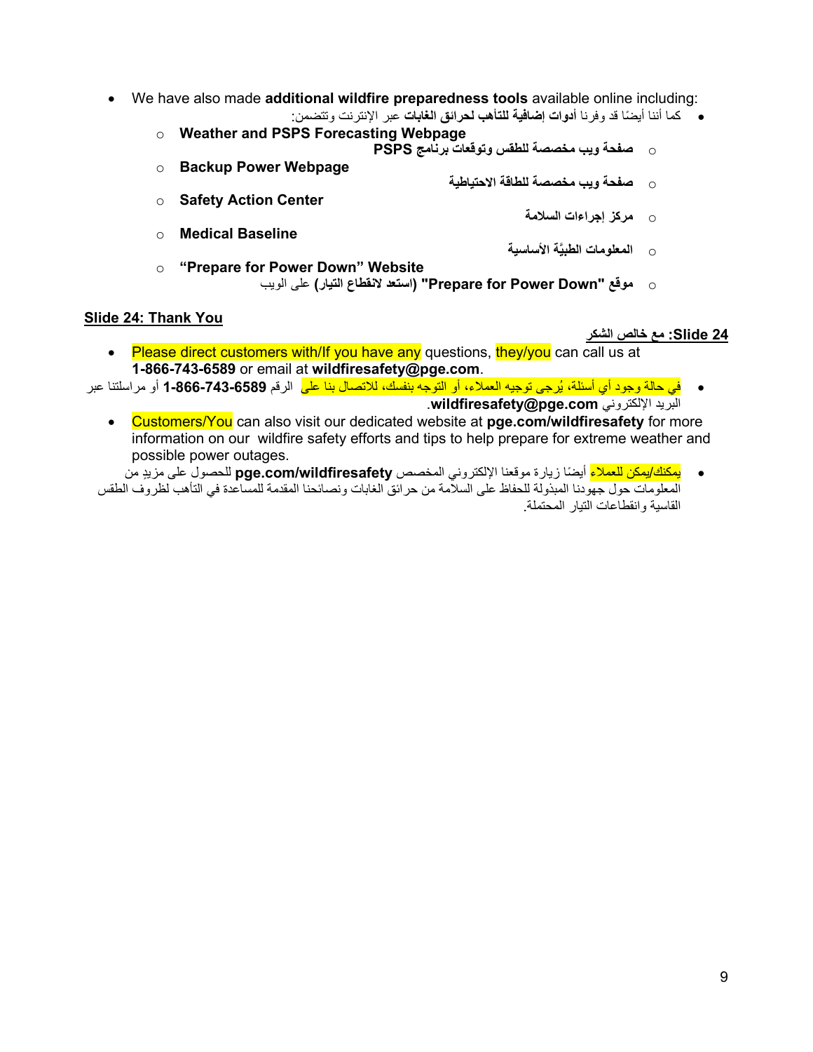- We have also made **additional wildfire preparedness tools** available online including:
- كما أننا أيضًا قد وفرنا **أدوات إضافية للتأهب لحرائق الغابات** عبر الإنترنت وتتضمن:
    - **Weather and PSPS Forecasting Webpage**
    - **صفحة ويب مخصصة للطقس وتوقعات برنامج PSPS**
    - **Backup Power Webpage**
    - **صفحة ويب مخصصة للطاقة الاحتياطية**
    - **Safety Action Center**
    - **مركز إجراءات السلامة**
    - **Medical Baseline**
    - **المعلومات الطبيَّة الأساسية**
    - **"Prepare for Power Down" Website**
    - **موقع "Prepare for Power Down" (استعد لانقطاع التيار)** على الويب

## Slide 24: Thank You

## Slide 24: مع خالص الشكر

- Please direct customers with/If you have any questions, they/you can call us at **1-866-743-6589** or email at **wildfiresafety@pge.com**.
- في حالة وجود أي أسئلة، يُرجى توجيه العملاء، أو التوجه بنفسك، للاتصال بنا على الرقم **1-866-743-6589** أو مراسلتنا عبر البريد الإلكتروني **wildfiresafety@pge.com**.
- Customers/You can also visit our dedicated website at **pge.com/wildfiresafety** for more information on our wildfire safety efforts and tips to help prepare for extreme weather and possible power outages.
- يمكنك/يمكن للعملاء أيضًا زيارة موقعنا الإلكتروني المخصص **pge.com/wildfiresafety** للحصول على مزيدٍ من المعلومات حول جهودنا المبذولة للحفاظ على السلامة من حرائق الغابات ونصائحنا المقدمة للمساعدة في التأهب لظروف الطقس القاسية وانقطاعات التيار المحتملة.